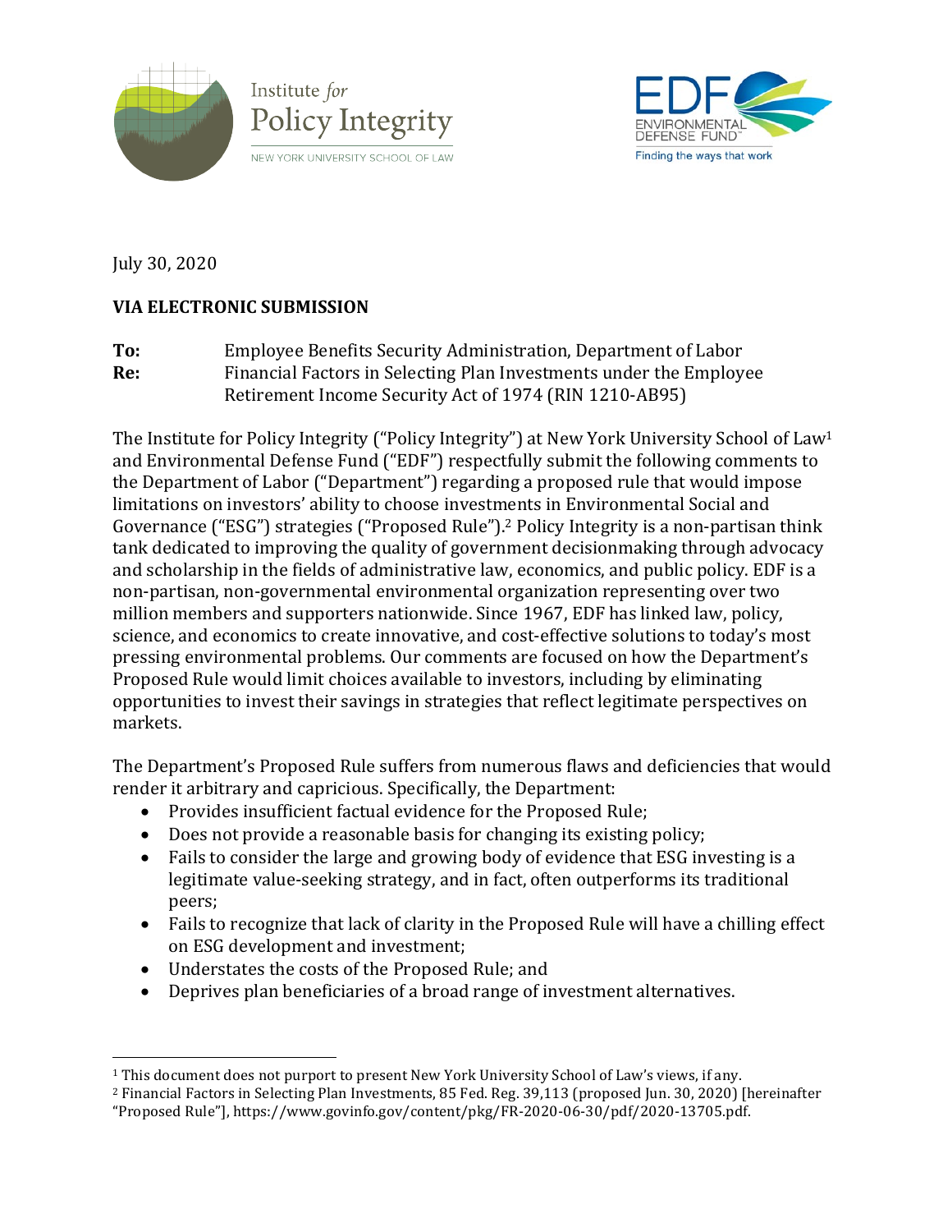Institute *for* Policy Integrity
NEW YORK UNIVERSITY SCHOOL OF LAW

EDF ENVIRONMENTAL DEFENSE FUND™
Finding the ways that work

July 30, 2020

**VIA ELECTRONIC SUBMISSION**

**To:** Employee Benefits Security Administration, Department of Labor
**Re:** Financial Factors in Selecting Plan Investments under the Employee Retirement Income Security Act of 1974 (RIN 1210-AB95)

The Institute for Policy Integrity ("Policy Integrity") at New York University School of Law[1] and Environmental Defense Fund ("EDF") respectfully submit the following comments to the Department of Labor ("Department") regarding a proposed rule that would impose limitations on investors' ability to choose investments in Environmental Social and Governance ("ESG") strategies ("Proposed Rule").[2] Policy Integrity is a non-partisan think tank dedicated to improving the quality of government decisionmaking through advocacy and scholarship in the fields of administrative law, economics, and public policy. EDF is a non-partisan, non-governmental environmental organization representing over two million members and supporters nationwide. Since 1967, EDF has linked law, policy, science, and economics to create innovative, and cost-effective solutions to today's most pressing environmental problems. Our comments are focused on how the Department's Proposed Rule would limit choices available to investors, including by eliminating opportunities to invest their savings in strategies that reflect legitimate perspectives on markets.

The Department's Proposed Rule suffers from numerous flaws and deficiencies that would render it arbitrary and capricious. Specifically, the Department:

- Provides insufficient factual evidence for the Proposed Rule;
- Does not provide a reasonable basis for changing its existing policy;
- Fails to consider the large and growing body of evidence that ESG investing is a legitimate value-seeking strategy, and in fact, often outperforms its traditional peers;
- Fails to recognize that lack of clarity in the Proposed Rule will have a chilling effect on ESG development and investment;
- Understates the costs of the Proposed Rule; and
- Deprives plan beneficiaries of a broad range of investment alternatives.

---

[1] This document does not purport to present New York University School of Law's views, if any.

[2] Financial Factors in Selecting Plan Investments, 85 Fed. Reg. 39,113 (proposed Jun. 30, 2020) [hereinafter "Proposed Rule"], https://www.govinfo.gov/content/pkg/FR-2020-06-30/pdf/2020-13705.pdf.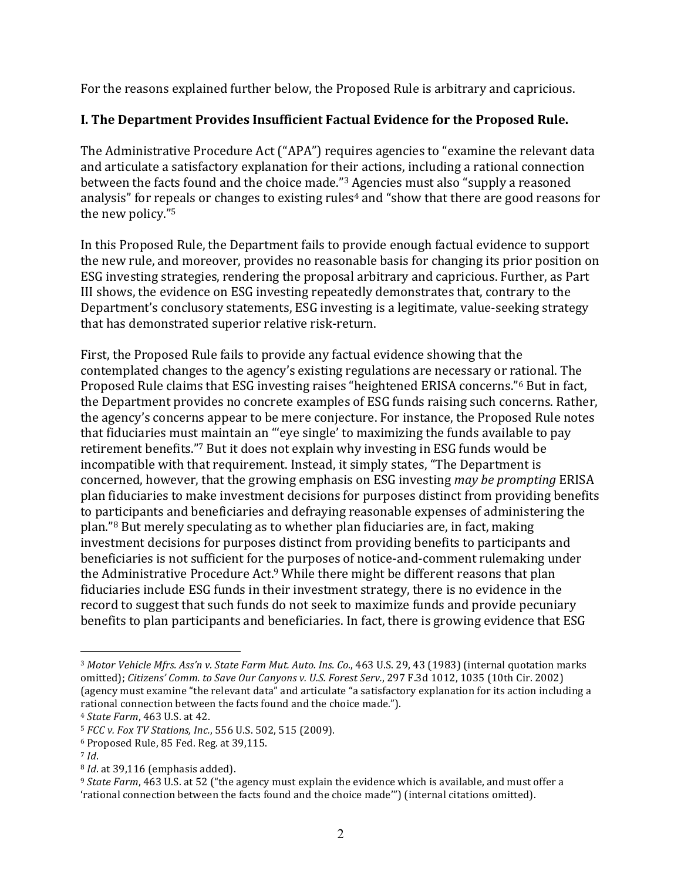For the reasons explained further below, the Proposed Rule is arbitrary and capricious.

**I. The Department Provides Insufficient Factual Evidence for the Proposed Rule.**

The Administrative Procedure Act ("APA") requires agencies to "examine the relevant data and articulate a satisfactory explanation for their actions, including a rational connection between the facts found and the choice made."[3] Agencies must also "supply a reasoned analysis" for repeals or changes to existing rules[4] and "show that there are good reasons for the new policy."[5]

In this Proposed Rule, the Department fails to provide enough factual evidence to support the new rule, and moreover, provides no reasonable basis for changing its prior position on ESG investing strategies, rendering the proposal arbitrary and capricious. Further, as Part III shows, the evidence on ESG investing repeatedly demonstrates that, contrary to the Department's conclusory statements, ESG investing is a legitimate, value-seeking strategy that has demonstrated superior relative risk-return.

First, the Proposed Rule fails to provide any factual evidence showing that the contemplated changes to the agency's existing regulations are necessary or rational. The Proposed Rule claims that ESG investing raises "heightened ERISA concerns."[6] But in fact, the Department provides no concrete examples of ESG funds raising such concerns. Rather, the agency's concerns appear to be mere conjecture. For instance, the Proposed Rule notes that fiduciaries must maintain an "'eye single' to maximizing the funds available to pay retirement benefits."[7] But it does not explain why investing in ESG funds would be incompatible with that requirement. Instead, it simply states, "The Department is concerned, however, that the growing emphasis on ESG investing *may be prompting* ERISA plan fiduciaries to make investment decisions for purposes distinct from providing benefits to participants and beneficiaries and defraying reasonable expenses of administering the plan."[8] But merely speculating as to whether plan fiduciaries are, in fact, making investment decisions for purposes distinct from providing benefits to participants and beneficiaries is not sufficient for the purposes of notice-and-comment rulemaking under the Administrative Procedure Act.[9] While there might be different reasons that plan fiduciaries include ESG funds in their investment strategy, there is no evidence in the record to suggest that such funds do not seek to maximize funds and provide pecuniary benefits to plan participants and beneficiaries. In fact, there is growing evidence that ESG

---

[3] *Motor Vehicle Mfrs. Ass'n v. State Farm Mut. Auto. Ins. Co.*, 463 U.S. 29, 43 (1983) (internal quotation marks omitted); *Citizens' Comm. to Save Our Canyons v. U.S. Forest Serv.*, 297 F.3d 1012, 1035 (10th Cir. 2002) (agency must examine "the relevant data" and articulate "a satisfactory explanation for its action including a rational connection between the facts found and the choice made.").

[4] *State Farm*, 463 U.S. at 42.

[5] *FCC v. Fox TV Stations, Inc.*, 556 U.S. 502, 515 (2009).

[6] Proposed Rule, 85 Fed. Reg. at 39,115.

[7] *Id*.

[8] *Id*. at 39,116 (emphasis added).

[9] *State Farm*, 463 U.S. at 52 ("the agency must explain the evidence which is available, and must offer a 'rational connection between the facts found and the choice made'") (internal citations omitted).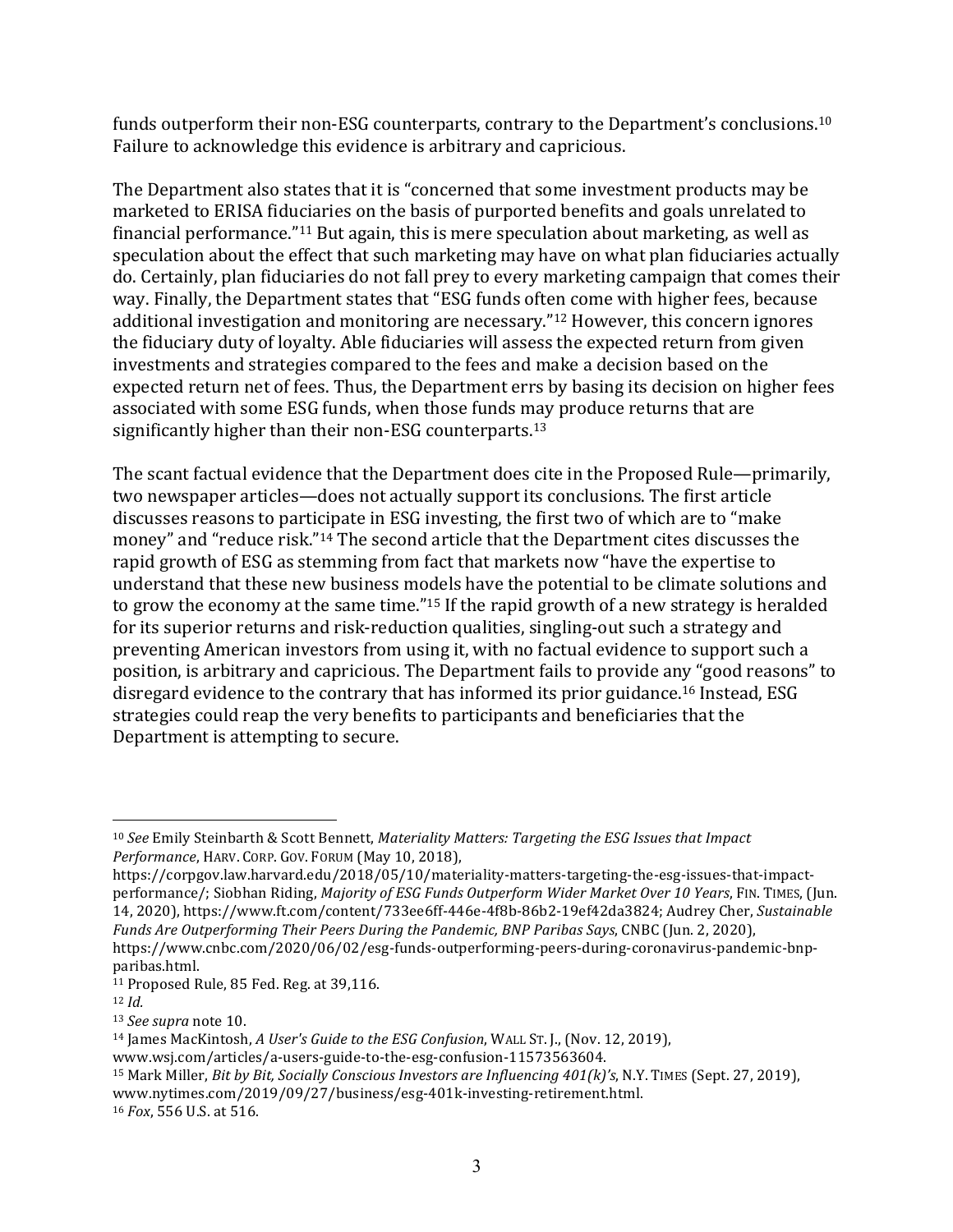funds outperform their non-ESG counterparts, contrary to the Department's conclusions.[10] Failure to acknowledge this evidence is arbitrary and capricious.

The Department also states that it is "concerned that some investment products may be marketed to ERISA fiduciaries on the basis of purported benefits and goals unrelated to financial performance."[11] But again, this is mere speculation about marketing, as well as speculation about the effect that such marketing may have on what plan fiduciaries actually do. Certainly, plan fiduciaries do not fall prey to every marketing campaign that comes their way. Finally, the Department states that "ESG funds often come with higher fees, because additional investigation and monitoring are necessary."[12] However, this concern ignores the fiduciary duty of loyalty. Able fiduciaries will assess the expected return from given investments and strategies compared to the fees and make a decision based on the expected return net of fees. Thus, the Department errs by basing its decision on higher fees associated with some ESG funds, when those funds may produce returns that are significantly higher than their non-ESG counterparts.[13]

The scant factual evidence that the Department does cite in the Proposed Rule—primarily, two newspaper articles—does not actually support its conclusions. The first article discusses reasons to participate in ESG investing, the first two of which are to "make money" and "reduce risk."[14] The second article that the Department cites discusses the rapid growth of ESG as stemming from fact that markets now "have the expertise to understand that these new business models have the potential to be climate solutions and to grow the economy at the same time."[15] If the rapid growth of a new strategy is heralded for its superior returns and risk-reduction qualities, singling-out such a strategy and preventing American investors from using it, with no factual evidence to support such a position, is arbitrary and capricious. The Department fails to provide any "good reasons" to disregard evidence to the contrary that has informed its prior guidance.[16] Instead, ESG strategies could reap the very benefits to participants and beneficiaries that the Department is attempting to secure.

---

[10] *See* Emily Steinbarth & Scott Bennett, *Materiality Matters: Targeting the ESG Issues that Impact Performance*, HARV. CORP. GOV. FORUM (May 10, 2018), https://corpgov.law.harvard.edu/2018/05/10/materiality-matters-targeting-the-esg-issues-that-impact-performance/; Siobhan Riding, *Majority of ESG Funds Outperform Wider Market Over 10 Years*, FIN. TIMES, (Jun. 14, 2020), https://www.ft.com/content/733ee6ff-446e-4f8b-86b2-19ef42da3824; Audrey Cher, *Sustainable Funds Are Outperforming Their Peers During the Pandemic, BNP Paribas Says*, CNBC (Jun. 2, 2020), https://www.cnbc.com/2020/06/02/esg-funds-outperforming-peers-during-coronavirus-pandemic-bnp-paribas.html.

[11] Proposed Rule, 85 Fed. Reg. at 39,116.

[12] *Id.*

[13] *See supra* note 10.

[14] James MacKintosh, *A User's Guide to the ESG Confusion*, WALL ST. J., (Nov. 12, 2019), www.wsj.com/articles/a-users-guide-to-the-esg-confusion-11573563604.

[15] Mark Miller, *Bit by Bit, Socially Conscious Investors are Influencing 401(k)'s*, N.Y. TIMES (Sept. 27, 2019), www.nytimes.com/2019/09/27/business/esg-401k-investing-retirement.html.

[16] *Fox*, 556 U.S. at 516.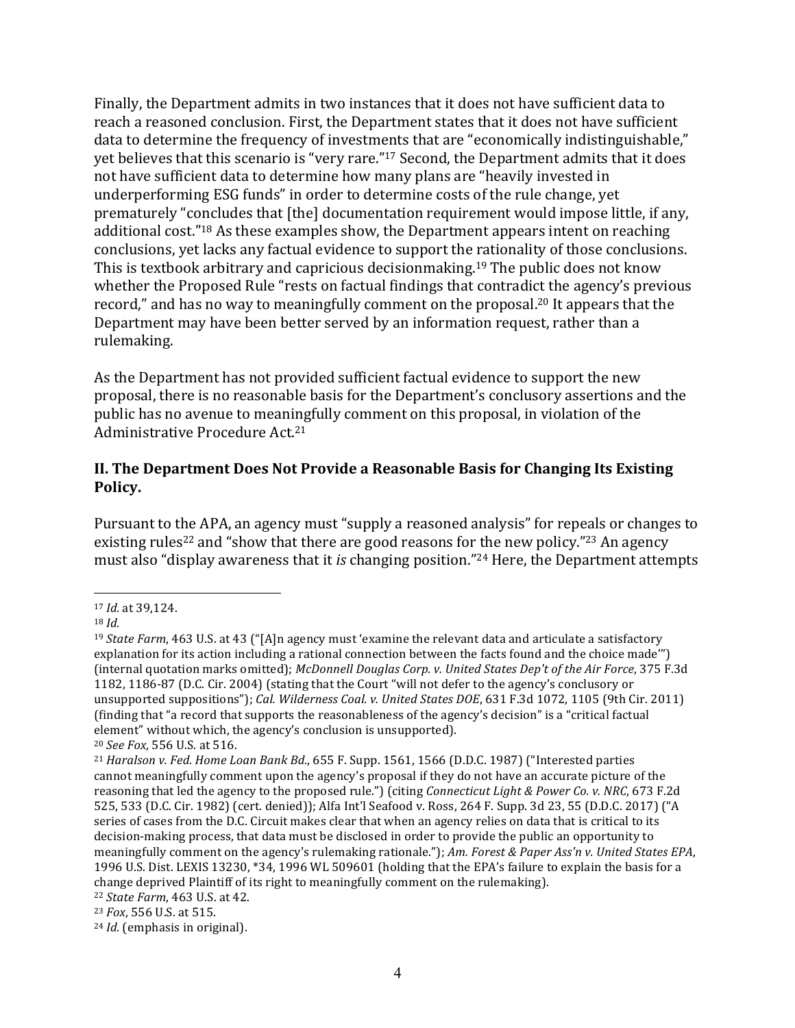Finally, the Department admits in two instances that it does not have sufficient data to reach a reasoned conclusion. First, the Department states that it does not have sufficient data to determine the frequency of investments that are "economically indistinguishable," yet believes that this scenario is "very rare."[17] Second, the Department admits that it does not have sufficient data to determine how many plans are "heavily invested in underperforming ESG funds" in order to determine costs of the rule change, yet prematurely "concludes that [the] documentation requirement would impose little, if any, additional cost."[18] As these examples show, the Department appears intent on reaching conclusions, yet lacks any factual evidence to support the rationality of those conclusions. This is textbook arbitrary and capricious decisionmaking.[19] The public does not know whether the Proposed Rule "rests on factual findings that contradict the agency's previous record," and has no way to meaningfully comment on the proposal.[20] It appears that the Department may have been better served by an information request, rather than a rulemaking.

As the Department has not provided sufficient factual evidence to support the new proposal, there is no reasonable basis for the Department's conclusory assertions and the public has no avenue to meaningfully comment on this proposal, in violation of the Administrative Procedure Act.[21]

## II. The Department Does Not Provide a Reasonable Basis for Changing Its Existing Policy.

Pursuant to the APA, an agency must "supply a reasoned analysis" for repeals or changes to existing rules[22] and "show that there are good reasons for the new policy."[23] An agency must also "display awareness that it *is* changing position."[24] Here, the Department attempts

---

[17] *Id.* at 39,124.

[18] *Id.*

[19] *State Farm*, 463 U.S. at 43 ("[A]n agency must 'examine the relevant data and articulate a satisfactory explanation for its action including a rational connection between the facts found and the choice made'") (internal quotation marks omitted); *McDonnell Douglas Corp. v. United States Dep't of the Air Force*, 375 F.3d 1182, 1186-87 (D.C. Cir. 2004) (stating that the Court "will not defer to the agency's conclusory or unsupported suppositions"); *Cal. Wilderness Coal. v. United States DOE*, 631 F.3d 1072, 1105 (9th Cir. 2011) (finding that "a record that supports the reasonableness of the agency's decision" is a "critical factual element" without which, the agency's conclusion is unsupported).

[20] *See Fox*, 556 U.S. at 516.

[21] *Haralson v. Fed. Home Loan Bank Bd.*, 655 F. Supp. 1561, 1566 (D.D.C. 1987) ("Interested parties cannot meaningfully comment upon the agency's proposal if they do not have an accurate picture of the reasoning that led the agency to the proposed rule.") (citing *Connecticut Light & Power Co. v. NRC*, 673 F.2d 525, 533 (D.C. Cir. 1982) (cert. denied)); Alfa Int'l Seafood v. Ross, 264 F. Supp. 3d 23, 55 (D.D.C. 2017) ("A series of cases from the D.C. Circuit makes clear that when an agency relies on data that is critical to its decision-making process, that data must be disclosed in order to provide the public an opportunity to meaningfully comment on the agency's rulemaking rationale."); *Am. Forest & Paper Ass'n v. United States EPA*, 1996 U.S. Dist. LEXIS 13230, *34, 1996 WL 509601 (holding that the EPA's failure to explain the basis for a change deprived Plaintiff of its right to meaningfully comment on the rulemaking).

[22] *State Farm*, 463 U.S. at 42.

[23] *Fox*, 556 U.S. at 515.

[24] *Id.* (emphasis in original).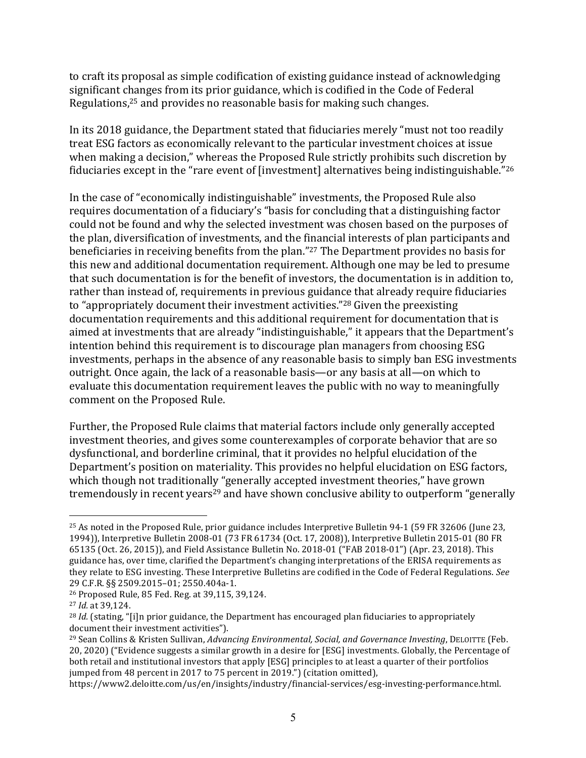to craft its proposal as simple codification of existing guidance instead of acknowledging significant changes from its prior guidance, which is codified in the Code of Federal Regulations,[25] and provides no reasonable basis for making such changes.

In its 2018 guidance, the Department stated that fiduciaries merely "must not too readily treat ESG factors as economically relevant to the particular investment choices at issue when making a decision," whereas the Proposed Rule strictly prohibits such discretion by fiduciaries except in the "rare event of [investment] alternatives being indistinguishable."[26]

In the case of "economically indistinguishable" investments, the Proposed Rule also requires documentation of a fiduciary's "basis for concluding that a distinguishing factor could not be found and why the selected investment was chosen based on the purposes of the plan, diversification of investments, and the financial interests of plan participants and beneficiaries in receiving benefits from the plan."[27] The Department provides no basis for this new and additional documentation requirement. Although one may be led to presume that such documentation is for the benefit of investors, the documentation is in addition to, rather than instead of, requirements in previous guidance that already require fiduciaries to "appropriately document their investment activities."[28] Given the preexisting documentation requirements and this additional requirement for documentation that is aimed at investments that are already "indistinguishable," it appears that the Department's intention behind this requirement is to discourage plan managers from choosing ESG investments, perhaps in the absence of any reasonable basis to simply ban ESG investments outright. Once again, the lack of a reasonable basis—or any basis at all—on which to evaluate this documentation requirement leaves the public with no way to meaningfully comment on the Proposed Rule.

Further, the Proposed Rule claims that material factors include only generally accepted investment theories, and gives some counterexamples of corporate behavior that are so dysfunctional, and borderline criminal, that it provides no helpful elucidation of the Department's position on materiality. This provides no helpful elucidation on ESG factors, which though not traditionally "generally accepted investment theories," have grown tremendously in recent years[29] and have shown conclusive ability to outperform "generally

---

[25] As noted in the Proposed Rule, prior guidance includes Interpretive Bulletin 94-1 (59 FR 32606 (June 23, 1994)), Interpretive Bulletin 2008-01 (73 FR 61734 (Oct. 17, 2008)), Interpretive Bulletin 2015-01 (80 FR 65135 (Oct. 26, 2015)), and Field Assistance Bulletin No. 2018-01 ("FAB 2018-01") (Apr. 23, 2018). This guidance has, over time, clarified the Department's changing interpretations of the ERISA requirements as they relate to ESG investing. These Interpretive Bulletins are codified in the Code of Federal Regulations. *See* 29 C.F.R. §§ 2509.2015–01; 2550.404a-1.

[26] Proposed Rule, 85 Fed. Reg. at 39,115, 39,124.

[27] *Id.* at 39,124.

[28] *Id.* (stating, "[i]n prior guidance, the Department has encouraged plan fiduciaries to appropriately document their investment activities").

[29] Sean Collins & Kristen Sullivan, *Advancing Environmental, Social, and Governance Investing*, DELOITTE (Feb. 20, 2020) ("Evidence suggests a similar growth in a desire for [ESG] investments. Globally, the Percentage of both retail and institutional investors that apply [ESG] principles to at least a quarter of their portfolios jumped from 48 percent in 2017 to 75 percent in 2019.") (citation omitted), https://www2.deloitte.com/us/en/insights/industry/financial-services/esg-investing-performance.html.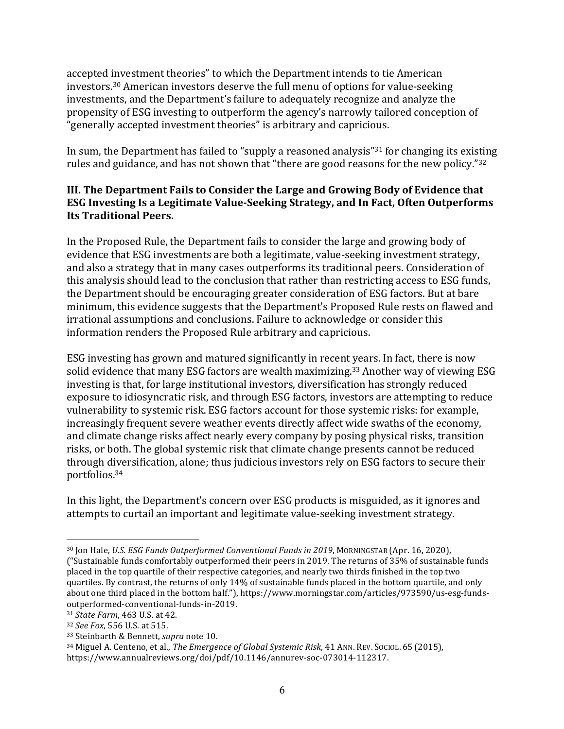accepted investment theories" to which the Department intends to tie American investors.[30] American investors deserve the full menu of options for value-seeking investments, and the Department's failure to adequately recognize and analyze the propensity of ESG investing to outperform the agency's narrowly tailored conception of "generally accepted investment theories" is arbitrary and capricious.

In sum, the Department has failed to "supply a reasoned analysis"[31] for changing its existing rules and guidance, and has not shown that "there are good reasons for the new policy."[32]

### III. The Department Fails to Consider the Large and Growing Body of Evidence that ESG Investing Is a Legitimate Value-Seeking Strategy, and In Fact, Often Outperforms Its Traditional Peers.

In the Proposed Rule, the Department fails to consider the large and growing body of evidence that ESG investments are both a legitimate, value-seeking investment strategy, and also a strategy that in many cases outperforms its traditional peers. Consideration of this analysis should lead to the conclusion that rather than restricting access to ESG funds, the Department should be encouraging greater consideration of ESG factors. But at bare minimum, this evidence suggests that the Department's Proposed Rule rests on flawed and irrational assumptions and conclusions. Failure to acknowledge or consider this information renders the Proposed Rule arbitrary and capricious.

ESG investing has grown and matured significantly in recent years. In fact, there is now solid evidence that many ESG factors are wealth maximizing.[33] Another way of viewing ESG investing is that, for large institutional investors, diversification has strongly reduced exposure to idiosyncratic risk, and through ESG factors, investors are attempting to reduce vulnerability to systemic risk. ESG factors account for those systemic risks: for example, increasingly frequent severe weather events directly affect wide swaths of the economy, and climate change risks affect nearly every company by posing physical risks, transition risks, or both. The global systemic risk that climate change presents cannot be reduced through diversification, alone; thus judicious investors rely on ESG factors to secure their portfolios.[34]

In this light, the Department's concern over ESG products is misguided, as it ignores and attempts to curtail an important and legitimate value-seeking investment strategy.

---

[30] Jon Hale, *U.S. ESG Funds Outperformed Conventional Funds in 2019*, MORNINGSTAR (Apr. 16, 2020), ("Sustainable funds comfortably outperformed their peers in 2019. The returns of 35% of sustainable funds placed in the top quartile of their respective categories, and nearly two thirds finished in the top two quartiles. By contrast, the returns of only 14% of sustainable funds placed in the bottom quartile, and only about one third placed in the bottom half."), https://www.morningstar.com/articles/973590/us-esg-funds-outperformed-conventional-funds-in-2019.

[31] *State Farm*, 463 U.S. at 42.

[32] *See Fox*, 556 U.S. at 515.

[33] Steinbarth & Bennett, *supra* note 10.

[34] Miguel A. Centeno, et al., *The Emergence of Global Systemic Risk*, 41 ANN. REV. SOCIOL. 65 (2015), https://www.annualreviews.org/doi/pdf/10.1146/annurev-soc-073014-112317.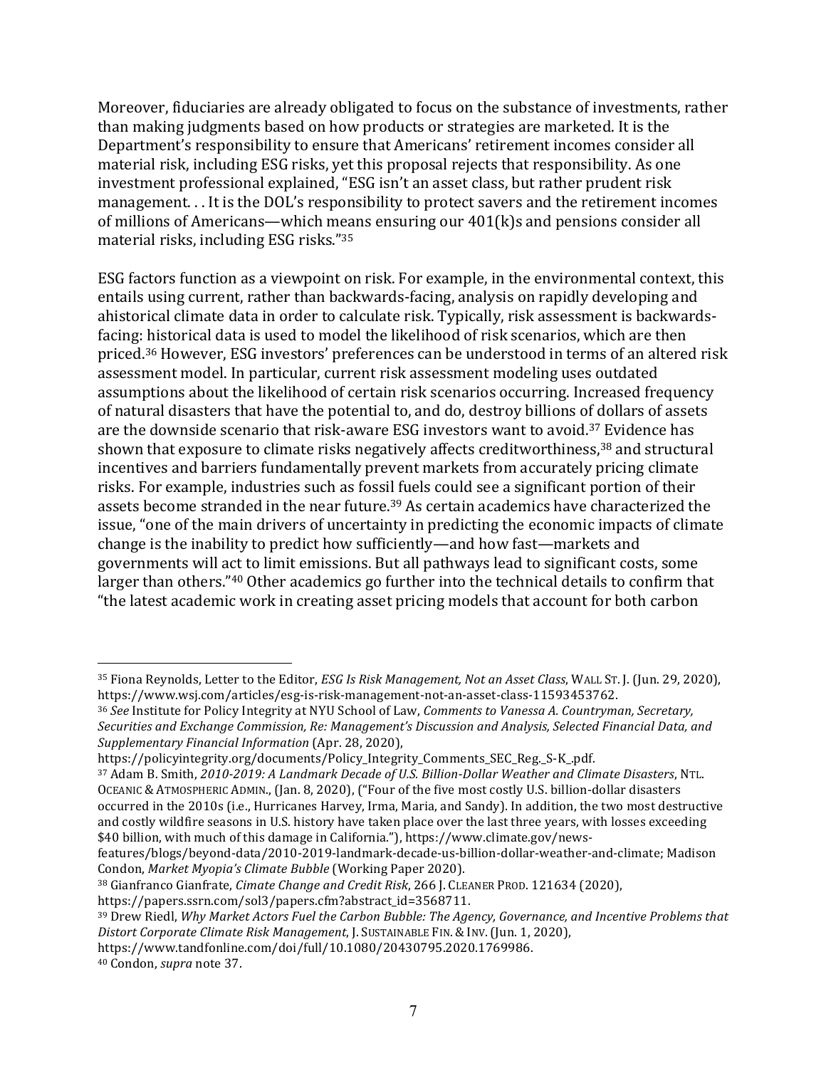Moreover, fiduciaries are already obligated to focus on the substance of investments, rather than making judgments based on how products or strategies are marketed. It is the Department's responsibility to ensure that Americans' retirement incomes consider all material risk, including ESG risks, yet this proposal rejects that responsibility. As one investment professional explained, "ESG isn't an asset class, but rather prudent risk management. . . It is the DOL's responsibility to protect savers and the retirement incomes of millions of Americans—which means ensuring our 401(k)s and pensions consider all material risks, including ESG risks."[35]

ESG factors function as a viewpoint on risk. For example, in the environmental context, this entails using current, rather than backwards-facing, analysis on rapidly developing and ahistorical climate data in order to calculate risk. Typically, risk assessment is backwards-facing: historical data is used to model the likelihood of risk scenarios, which are then priced.[36] However, ESG investors' preferences can be understood in terms of an altered risk assessment model. In particular, current risk assessment modeling uses outdated assumptions about the likelihood of certain risk scenarios occurring. Increased frequency of natural disasters that have the potential to, and do, destroy billions of dollars of assets are the downside scenario that risk-aware ESG investors want to avoid.[37] Evidence has shown that exposure to climate risks negatively affects creditworthiness,[38] and structural incentives and barriers fundamentally prevent markets from accurately pricing climate risks. For example, industries such as fossil fuels could see a significant portion of their assets become stranded in the near future.[39] As certain academics have characterized the issue, "one of the main drivers of uncertainty in predicting the economic impacts of climate change is the inability to predict how sufficiently—and how fast—markets and governments will act to limit emissions. But all pathways lead to significant costs, some larger than others."[40] Other academics go further into the technical details to confirm that "the latest academic work in creating asset pricing models that account for both carbon

---

[35] Fiona Reynolds, Letter to the Editor, *ESG Is Risk Management, Not an Asset Class*, WALL ST. J. (Jun. 29, 2020), https://www.wsj.com/articles/esg-is-risk-management-not-an-asset-class-11593453762.

[36] *See* Institute for Policy Integrity at NYU School of Law, *Comments to Vanessa A. Countryman, Secretary, Securities and Exchange Commission, Re: Management's Discussion and Analysis, Selected Financial Data, and Supplementary Financial Information* (Apr. 28, 2020), https://policyintegrity.org/documents/Policy_Integrity_Comments_SEC_Reg._S-K_.pdf.

[37] Adam B. Smith, *2010-2019: A Landmark Decade of U.S. Billion-Dollar Weather and Climate Disasters*, NTL. OCEANIC & ATMOSPHERIC ADMIN., (Jan. 8, 2020), ("Four of the five most costly U.S. billion-dollar disasters occurred in the 2010s (i.e., Hurricanes Harvey, Irma, Maria, and Sandy). In addition, the two most destructive and costly wildfire seasons in U.S. history have taken place over the last three years, with losses exceeding $40 billion, with much of this damage in California."), https://www.climate.gov/news-features/blogs/beyond-data/2010-2019-landmark-decade-us-billion-dollar-weather-and-climate; Madison Condon, *Market Myopia's Climate Bubble* (Working Paper 2020).

[38] Gianfranco Gianfrate, *Cimate Change and Credit Risk*, 266 J. CLEANER PROD. 121634 (2020), https://papers.ssrn.com/sol3/papers.cfm?abstract_id=3568711.

[39] Drew Riedl, *Why Market Actors Fuel the Carbon Bubble: The Agency, Governance, and Incentive Problems that Distort Corporate Climate Risk Management*, J. SUSTAINABLE FIN. & INV. (Jun. 1, 2020), https://www.tandfonline.com/doi/full/10.1080/20430795.2020.1769986.

[40] Condon, *supra* note 37.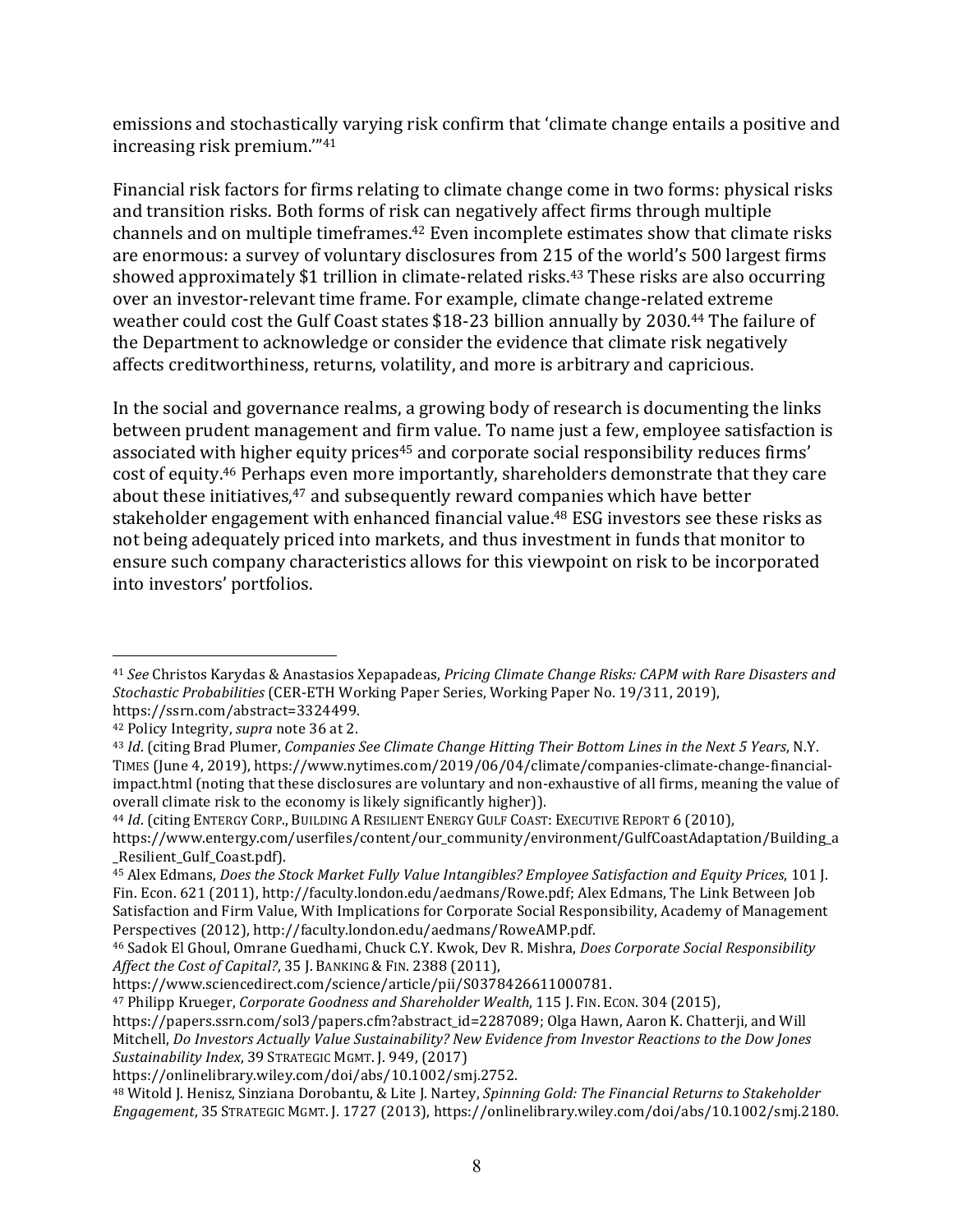emissions and stochastically varying risk confirm that 'climate change entails a positive and increasing risk premium.'"[41]

Financial risk factors for firms relating to climate change come in two forms: physical risks and transition risks. Both forms of risk can negatively affect firms through multiple channels and on multiple timeframes.[42] Even incomplete estimates show that climate risks are enormous: a survey of voluntary disclosures from 215 of the world's 500 largest firms showed approximately $1 trillion in climate-related risks.[43] These risks are also occurring over an investor-relevant time frame. For example, climate change-related extreme weather could cost the Gulf Coast states $18-23 billion annually by 2030.[44] The failure of the Department to acknowledge or consider the evidence that climate risk negatively affects creditworthiness, returns, volatility, and more is arbitrary and capricious.

In the social and governance realms, a growing body of research is documenting the links between prudent management and firm value. To name just a few, employee satisfaction is associated with higher equity prices[45] and corporate social responsibility reduces firms' cost of equity.[46] Perhaps even more importantly, shareholders demonstrate that they care about these initiatives,[47] and subsequently reward companies which have better stakeholder engagement with enhanced financial value.[48] ESG investors see these risks as not being adequately priced into markets, and thus investment in funds that monitor to ensure such company characteristics allows for this viewpoint on risk to be incorporated into investors' portfolios.

---

[41] *See* Christos Karydas & Anastasios Xepapadeas, *Pricing Climate Change Risks: CAPM with Rare Disasters and Stochastic Probabilities* (CER-ETH Working Paper Series, Working Paper No. 19/311, 2019), https://ssrn.com/abstract=3324499.

[42] Policy Integrity, *supra* note 36 at 2.

[43] *Id*. (citing Brad Plumer, *Companies See Climate Change Hitting Their Bottom Lines in the Next 5 Years*, N.Y. TIMES (June 4, 2019), https://www.nytimes.com/2019/06/04/climate/companies-climate-change-financial-impact.html (noting that these disclosures are voluntary and non-exhaustive of all firms, meaning the value of overall climate risk to the economy is likely significantly higher)).

[44] *Id*. (citing ENTERGY CORP., BUILDING A RESILIENT ENERGY GULF COAST: EXECUTIVE REPORT 6 (2010), https://www.entergy.com/userfiles/content/our_community/environment/GulfCoastAdaptation/Building_a_Resilient_Gulf_Coast.pdf).

[45] Alex Edmans, *Does the Stock Market Fully Value Intangibles? Employee Satisfaction and Equity Prices*, 101 J. Fin. Econ. 621 (2011), http://faculty.london.edu/aedmans/Rowe.pdf; Alex Edmans, The Link Between Job Satisfaction and Firm Value, With Implications for Corporate Social Responsibility, Academy of Management Perspectives (2012), http://faculty.london.edu/aedmans/RoweAMP.pdf.

[46] Sadok El Ghoul, Omrane Guedhami, Chuck C.Y. Kwok, Dev R. Mishra, *Does Corporate Social Responsibility Affect the Cost of Capital?*, 35 J. BANKING & FIN. 2388 (2011), https://www.sciencedirect.com/science/article/pii/S0378426611000781.

[47] Philipp Krueger, *Corporate Goodness and Shareholder Wealth*, 115 J. FIN. ECON. 304 (2015), https://papers.ssrn.com/sol3/papers.cfm?abstract_id=2287089; Olga Hawn, Aaron K. Chatterji, and Will Mitchell, *Do Investors Actually Value Sustainability? New Evidence from Investor Reactions to the Dow Jones Sustainability Index*, 39 STRATEGIC MGMT. J. 949, (2017) https://onlinelibrary.wiley.com/doi/abs/10.1002/smj.2752.

[48] Witold J. Henisz, Sinziana Dorobantu, & Lite J. Nartey, *Spinning Gold: The Financial Returns to Stakeholder Engagement*, 35 STRATEGIC MGMT. J. 1727 (2013), https://onlinelibrary.wiley.com/doi/abs/10.1002/smj.2180.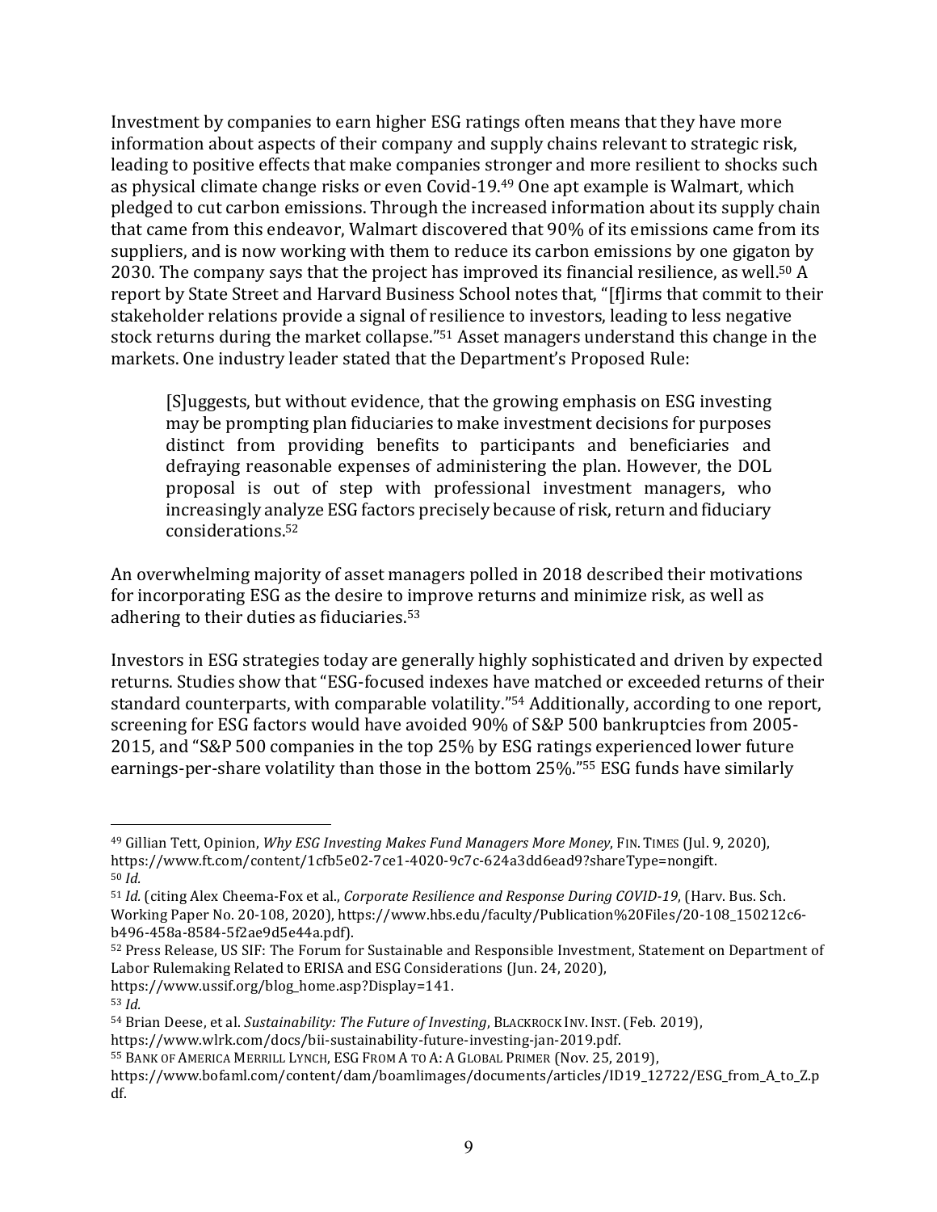Investment by companies to earn higher ESG ratings often means that they have more information about aspects of their company and supply chains relevant to strategic risk, leading to positive effects that make companies stronger and more resilient to shocks such as physical climate change risks or even Covid-19.[49] One apt example is Walmart, which pledged to cut carbon emissions. Through the increased information about its supply chain that came from this endeavor, Walmart discovered that 90% of its emissions came from its suppliers, and is now working with them to reduce its carbon emissions by one gigaton by 2030. The company says that the project has improved its financial resilience, as well.[50] A report by State Street and Harvard Business School notes that, "[f]irms that commit to their stakeholder relations provide a signal of resilience to investors, leading to less negative stock returns during the market collapse."[51] Asset managers understand this change in the markets. One industry leader stated that the Department's Proposed Rule:

> [S]uggests, but without evidence, that the growing emphasis on ESG investing may be prompting plan fiduciaries to make investment decisions for purposes distinct from providing benefits to participants and beneficiaries and defraying reasonable expenses of administering the plan. However, the DOL proposal is out of step with professional investment managers, who increasingly analyze ESG factors precisely because of risk, return and fiduciary considerations.[52]

An overwhelming majority of asset managers polled in 2018 described their motivations for incorporating ESG as the desire to improve returns and minimize risk, as well as adhering to their duties as fiduciaries.[53]

Investors in ESG strategies today are generally highly sophisticated and driven by expected returns. Studies show that "ESG-focused indexes have matched or exceeded returns of their standard counterparts, with comparable volatility."[54] Additionally, according to one report, screening for ESG factors would have avoided 90% of S&P 500 bankruptcies from 2005-2015, and "S&P 500 companies in the top 25% by ESG ratings experienced lower future earnings-per-share volatility than those in the bottom 25%."[55] ESG funds have similarly

---

[49] Gillian Tett, Opinion, *Why ESG Investing Makes Fund Managers More Money*, FIN. TIMES (Jul. 9, 2020), https://www.ft.com/content/1cfb5e02-7ce1-4020-9c7c-624a3dd6ead9?shareType=nongift.

[50] *Id.*

[51] *Id.* (citing Alex Cheema-Fox et al., *Corporate Resilience and Response During COVID-19*, (Harv. Bus. Sch. Working Paper No. 20-108, 2020), https://www.hbs.edu/faculty/Publication%20Files/20-108_150212c6-b496-458a-8584-5f2ae9d5e44a.pdf).

[52] Press Release, US SIF: The Forum for Sustainable and Responsible Investment, Statement on Department of Labor Rulemaking Related to ERISA and ESG Considerations (Jun. 24, 2020), https://www.ussif.org/blog_home.asp?Display=141.

[53] *Id.*

[54] Brian Deese, et al. *Sustainability: The Future of Investing*, BLACKROCK INV. INST. (Feb. 2019), https://www.wlrk.com/docs/bii-sustainability-future-investing-jan-2019.pdf.

[55] BANK OF AMERICA MERRILL LYNCH, ESG FROM A TO A: A GLOBAL PRIMER (Nov. 25, 2019), https://www.bofaml.com/content/dam/boamlimages/documents/articles/ID19_12722/ESG_from_A_to_Z.pdf.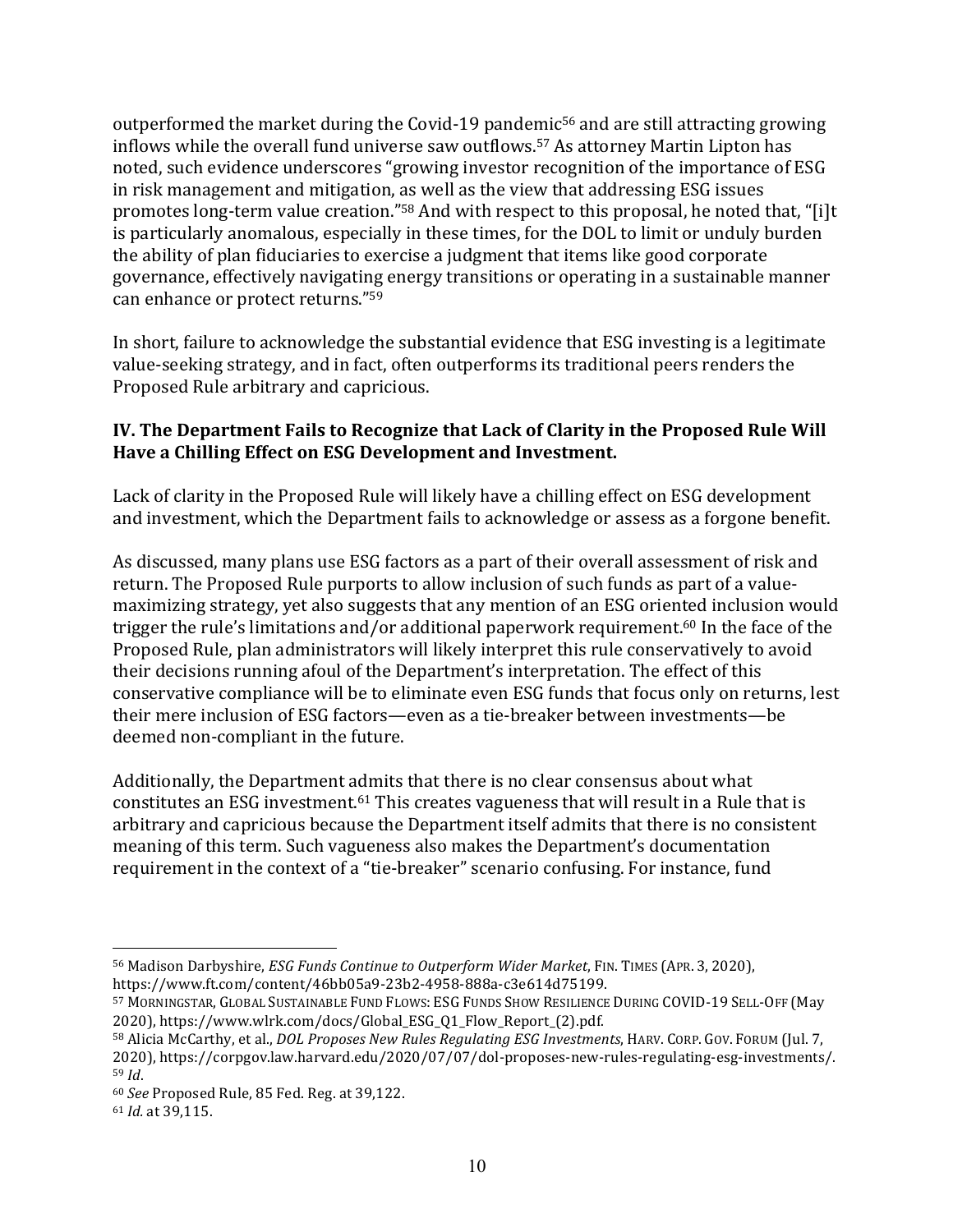outperformed the market during the Covid-19 pandemic[56] and are still attracting growing inflows while the overall fund universe saw outflows.[57] As attorney Martin Lipton has noted, such evidence underscores "growing investor recognition of the importance of ESG in risk management and mitigation, as well as the view that addressing ESG issues promotes long-term value creation."[58] And with respect to this proposal, he noted that, "[i]t is particularly anomalous, especially in these times, for the DOL to limit or unduly burden the ability of plan fiduciaries to exercise a judgment that items like good corporate governance, effectively navigating energy transitions or operating in a sustainable manner can enhance or protect returns."[59]

In short, failure to acknowledge the substantial evidence that ESG investing is a legitimate value-seeking strategy, and in fact, often outperforms its traditional peers renders the Proposed Rule arbitrary and capricious.

## IV. The Department Fails to Recognize that Lack of Clarity in the Proposed Rule Will Have a Chilling Effect on ESG Development and Investment.

Lack of clarity in the Proposed Rule will likely have a chilling effect on ESG development and investment, which the Department fails to acknowledge or assess as a forgone benefit.

As discussed, many plans use ESG factors as a part of their overall assessment of risk and return. The Proposed Rule purports to allow inclusion of such funds as part of a value-maximizing strategy, yet also suggests that any mention of an ESG oriented inclusion would trigger the rule's limitations and/or additional paperwork requirement.[60] In the face of the Proposed Rule, plan administrators will likely interpret this rule conservatively to avoid their decisions running afoul of the Department's interpretation. The effect of this conservative compliance will be to eliminate even ESG funds that focus only on returns, lest their mere inclusion of ESG factors—even as a tie-breaker between investments—be deemed non-compliant in the future.

Additionally, the Department admits that there is no clear consensus about what constitutes an ESG investment.[61] This creates vagueness that will result in a Rule that is arbitrary and capricious because the Department itself admits that there is no consistent meaning of this term. Such vagueness also makes the Department's documentation requirement in the context of a "tie-breaker" scenario confusing. For instance, fund

---

[56] Madison Darbyshire, *ESG Funds Continue to Outperform Wider Market*, FIN. TIMES (APR. 3, 2020), https://www.ft.com/content/46bb05a9-23b2-4958-888a-c3e614d75199.

[57] MORNINGSTAR, GLOBAL SUSTAINABLE FUND FLOWS: ESG FUNDS SHOW RESILIENCE DURING COVID-19 SELL-OFF (May 2020), https://www.wlrk.com/docs/Global_ESG_Q1_Flow_Report_(2).pdf.

[58] Alicia McCarthy, et al., *DOL Proposes New Rules Regulating ESG Investments*, HARV. CORP. GOV. FORUM (Jul. 7, 2020), https://corpgov.law.harvard.edu/2020/07/07/dol-proposes-new-rules-regulating-esg-investments/.

[59] *Id*.

[60] *See* Proposed Rule, 85 Fed. Reg. at 39,122.

[61] *Id.* at 39,115.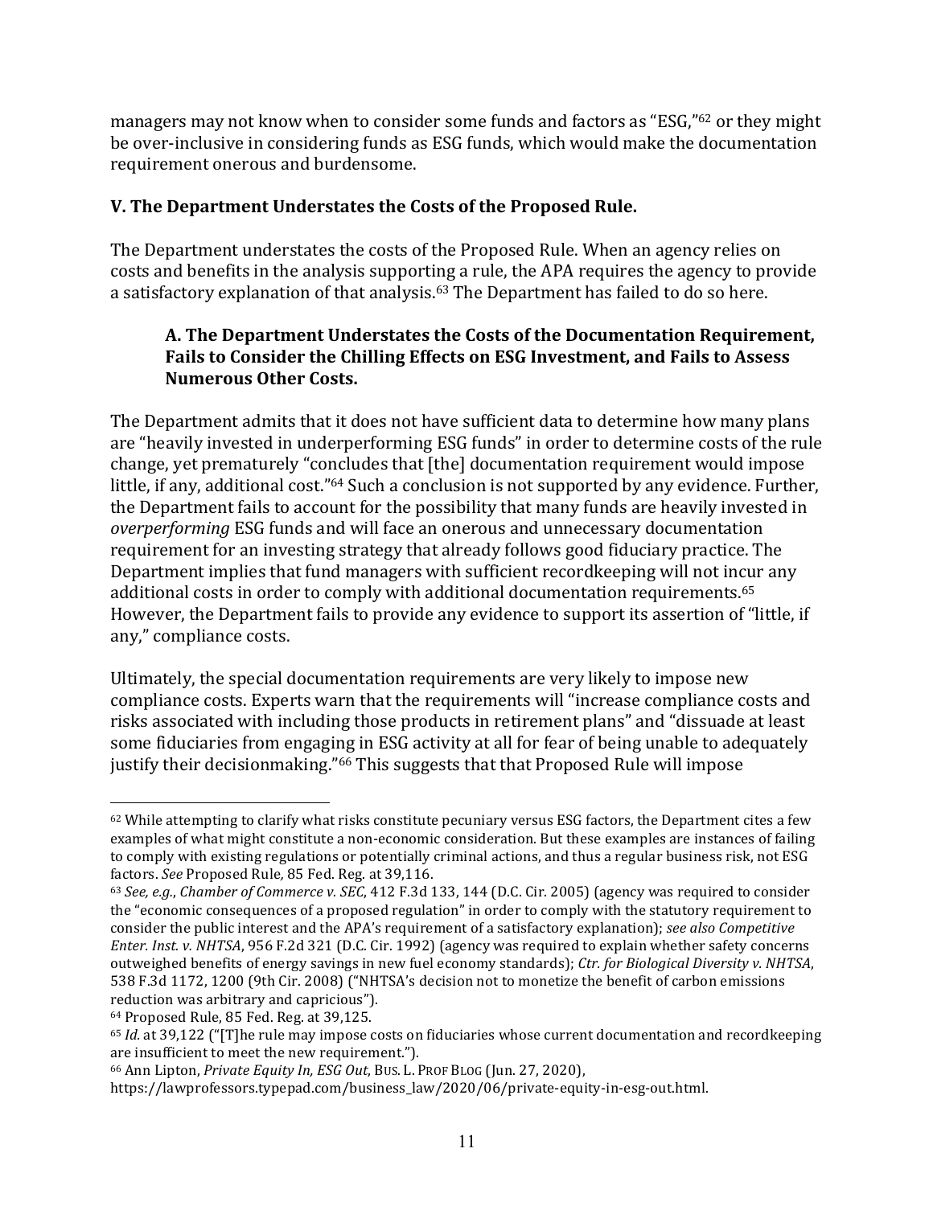managers may not know when to consider some funds and factors as "ESG,"[62] or they might be over-inclusive in considering funds as ESG funds, which would make the documentation requirement onerous and burdensome.

## V. The Department Understates the Costs of the Proposed Rule.

The Department understates the costs of the Proposed Rule. When an agency relies on costs and benefits in the analysis supporting a rule, the APA requires the agency to provide a satisfactory explanation of that analysis.[63] The Department has failed to do so here.

### A. The Department Understates the Costs of the Documentation Requirement, Fails to Consider the Chilling Effects on ESG Investment, and Fails to Assess Numerous Other Costs.

The Department admits that it does not have sufficient data to determine how many plans are "heavily invested in underperforming ESG funds" in order to determine costs of the rule change, yet prematurely "concludes that [the] documentation requirement would impose little, if any, additional cost."[64] Such a conclusion is not supported by any evidence. Further, the Department fails to account for the possibility that many funds are heavily invested in *overperforming* ESG funds and will face an onerous and unnecessary documentation requirement for an investing strategy that already follows good fiduciary practice. The Department implies that fund managers with sufficient recordkeeping will not incur any additional costs in order to comply with additional documentation requirements.[65] However, the Department fails to provide any evidence to support its assertion of "little, if any," compliance costs.

Ultimately, the special documentation requirements are very likely to impose new compliance costs. Experts warn that the requirements will "increase compliance costs and risks associated with including those products in retirement plans" and "dissuade at least some fiduciaries from engaging in ESG activity at all for fear of being unable to adequately justify their decisionmaking."[66] This suggests that that Proposed Rule will impose

---

[62] While attempting to clarify what risks constitute pecuniary versus ESG factors, the Department cites a few examples of what might constitute a non-economic consideration. But these examples are instances of failing to comply with existing regulations or potentially criminal actions, and thus a regular business risk, not ESG factors. *See* Proposed Rule, 85 Fed. Reg. at 39,116.

[63] *See, e.g., Chamber of Commerce v. SEC*, 412 F.3d 133, 144 (D.C. Cir. 2005) (agency was required to consider the "economic consequences of a proposed regulation" in order to comply with the statutory requirement to consider the public interest and the APA's requirement of a satisfactory explanation); *see also Competitive Enter. Inst. v. NHTSA*, 956 F.2d 321 (D.C. Cir. 1992) (agency was required to explain whether safety concerns outweighed benefits of energy savings in new fuel economy standards); *Ctr. for Biological Diversity v. NHTSA*, 538 F.3d 1172, 1200 (9th Cir. 2008) ("NHTSA's decision not to monetize the benefit of carbon emissions reduction was arbitrary and capricious").

[64] Proposed Rule, 85 Fed. Reg. at 39,125.

[65] *Id.* at 39,122 ("[T]he rule may impose costs on fiduciaries whose current documentation and recordkeeping are insufficient to meet the new requirement.").

[66] Ann Lipton, *Private Equity In, ESG Out*, BUS. L. PROF BLOG (Jun. 27, 2020), https://lawprofessors.typepad.com/business_law/2020/06/private-equity-in-esg-out.html.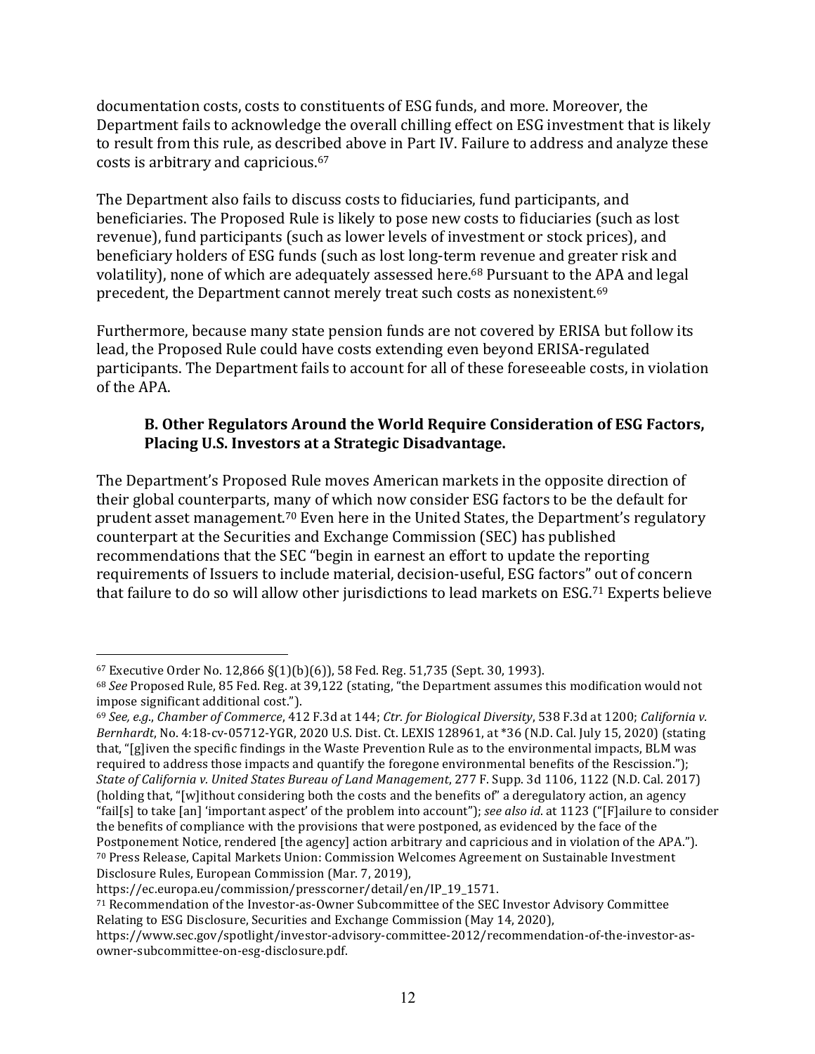documentation costs, costs to constituents of ESG funds, and more. Moreover, the Department fails to acknowledge the overall chilling effect on ESG investment that is likely to result from this rule, as described above in Part IV. Failure to address and analyze these costs is arbitrary and capricious.[67]

The Department also fails to discuss costs to fiduciaries, fund participants, and beneficiaries. The Proposed Rule is likely to pose new costs to fiduciaries (such as lost revenue), fund participants (such as lower levels of investment or stock prices), and beneficiary holders of ESG funds (such as lost long-term revenue and greater risk and volatility), none of which are adequately assessed here.[68] Pursuant to the APA and legal precedent, the Department cannot merely treat such costs as nonexistent.[69]

Furthermore, because many state pension funds are not covered by ERISA but follow its lead, the Proposed Rule could have costs extending even beyond ERISA-regulated participants. The Department fails to account for all of these foreseeable costs, in violation of the APA.

### B. Other Regulators Around the World Require Consideration of ESG Factors, Placing U.S. Investors at a Strategic Disadvantage.

The Department's Proposed Rule moves American markets in the opposite direction of their global counterparts, many of which now consider ESG factors to be the default for prudent asset management.[70] Even here in the United States, the Department's regulatory counterpart at the Securities and Exchange Commission (SEC) has published recommendations that the SEC "begin in earnest an effort to update the reporting requirements of Issuers to include material, decision-useful, ESG factors" out of concern that failure to do so will allow other jurisdictions to lead markets on ESG.[71] Experts believe

---

[67] Executive Order No. 12,866 §(1)(b)(6)), 58 Fed. Reg. 51,735 (Sept. 30, 1993).

[68] *See* Proposed Rule, 85 Fed. Reg. at 39,122 (stating, "the Department assumes this modification would not impose significant additional cost.").

[69] *See, e.g.*, *Chamber of Commerce*, 412 F.3d at 144; *Ctr. for Biological Diversity*, 538 F.3d at 1200; *California v. Bernhardt*, No. 4:18-cv-05712-YGR, 2020 U.S. Dist. Ct. LEXIS 128961, at *36 (N.D. Cal. July 15, 2020) (stating that, "[g]iven the specific findings in the Waste Prevention Rule as to the environmental impacts, BLM was required to address those impacts and quantify the foregone environmental benefits of the Rescission."); *State of California v. United States Bureau of Land Management*, 277 F. Supp. 3d 1106, 1122 (N.D. Cal. 2017) (holding that, "[w]ithout considering both the costs and the benefits of" a deregulatory action, an agency "fail[s] to take [an] 'important aspect' of the problem into account"); *see also id*. at 1123 ("[F]ailure to consider the benefits of compliance with the provisions that were postponed, as evidenced by the face of the Postponement Notice, rendered [the agency] action arbitrary and capricious and in violation of the APA.").

[70] Press Release, Capital Markets Union: Commission Welcomes Agreement on Sustainable Investment Disclosure Rules, European Commission (Mar. 7, 2019), https://ec.europa.eu/commission/presscorner/detail/en/IP_19_1571.

[71] Recommendation of the Investor-as-Owner Subcommittee of the SEC Investor Advisory Committee Relating to ESG Disclosure, Securities and Exchange Commission (May 14, 2020), https://www.sec.gov/spotlight/investor-advisory-committee-2012/recommendation-of-the-investor-as-owner-subcommittee-on-esg-disclosure.pdf.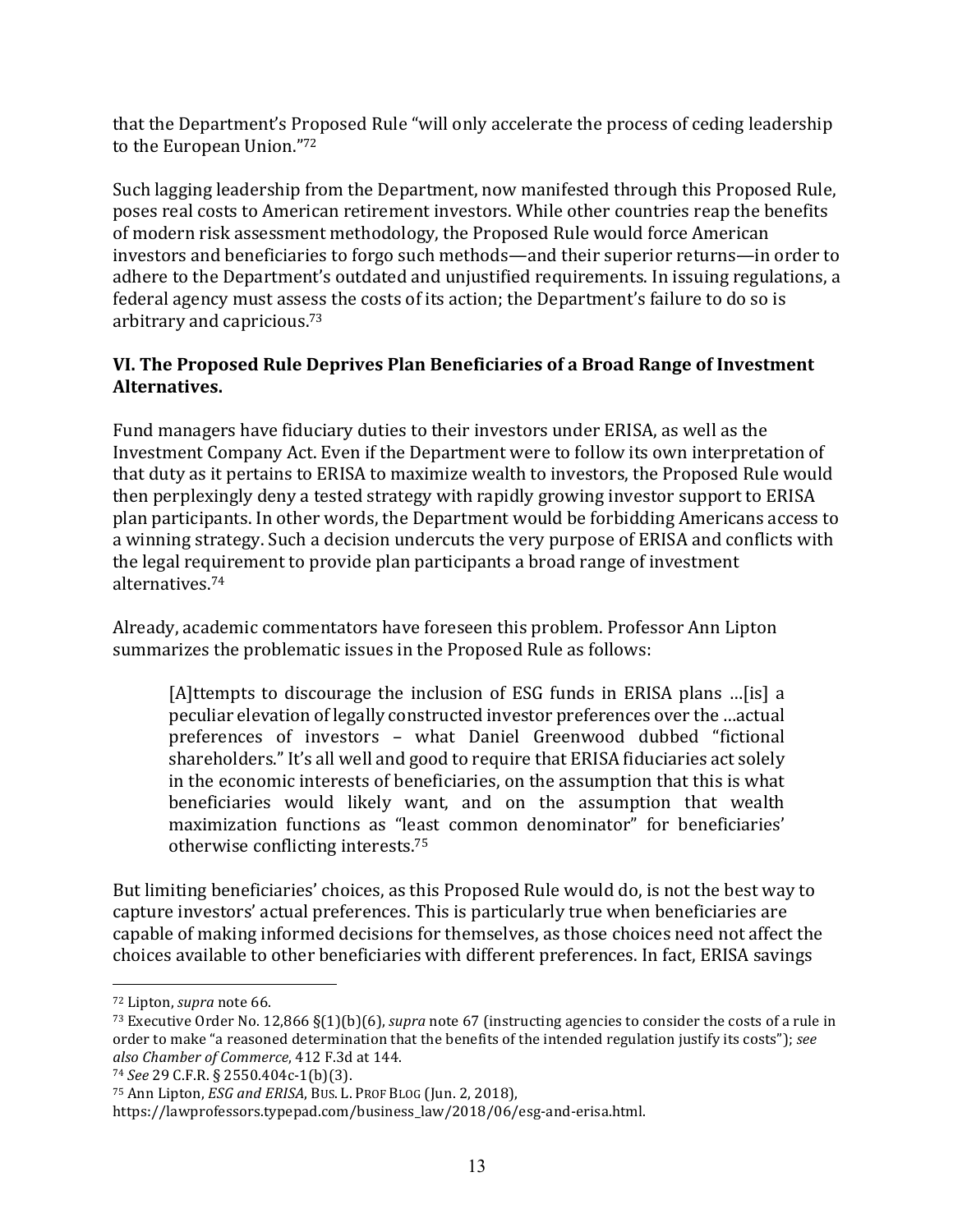that the Department's Proposed Rule "will only accelerate the process of ceding leadership to the European Union."[72]

Such lagging leadership from the Department, now manifested through this Proposed Rule, poses real costs to American retirement investors. While other countries reap the benefits of modern risk assessment methodology, the Proposed Rule would force American investors and beneficiaries to forgo such methods—and their superior returns—in order to adhere to the Department's outdated and unjustified requirements. In issuing regulations, a federal agency must assess the costs of its action; the Department's failure to do so is arbitrary and capricious.[73]

### VI. The Proposed Rule Deprives Plan Beneficiaries of a Broad Range of Investment Alternatives.

Fund managers have fiduciary duties to their investors under ERISA, as well as the Investment Company Act. Even if the Department were to follow its own interpretation of that duty as it pertains to ERISA to maximize wealth to investors, the Proposed Rule would then perplexingly deny a tested strategy with rapidly growing investor support to ERISA plan participants. In other words, the Department would be forbidding Americans access to a winning strategy. Such a decision undercuts the very purpose of ERISA and conflicts with the legal requirement to provide plan participants a broad range of investment alternatives.[74]

Already, academic commentators have foreseen this problem. Professor Ann Lipton summarizes the problematic issues in the Proposed Rule as follows:

> [A]ttempts to discourage the inclusion of ESG funds in ERISA plans …[is] a peculiar elevation of legally constructed investor preferences over the …actual preferences of investors – what Daniel Greenwood dubbed "fictional shareholders." It's all well and good to require that ERISA fiduciaries act solely in the economic interests of beneficiaries, on the assumption that this is what beneficiaries would likely want, and on the assumption that wealth maximization functions as "least common denominator" for beneficiaries' otherwise conflicting interests.[75]

But limiting beneficiaries' choices, as this Proposed Rule would do, is not the best way to capture investors' actual preferences. This is particularly true when beneficiaries are capable of making informed decisions for themselves, as those choices need not affect the choices available to other beneficiaries with different preferences. In fact, ERISA savings

---

[72] Lipton, *supra* note 66.

[73] Executive Order No. 12,866 §(1)(b)(6), *supra* note 67 (instructing agencies to consider the costs of a rule in order to make "a reasoned determination that the benefits of the intended regulation justify its costs"); *see also Chamber of Commerce*, 412 F.3d at 144.

[74] *See* 29 C.F.R. § 2550.404c-1(b)(3).

[75] Ann Lipton, *ESG and ERISA*, BUS. L. PROF BLOG (Jun. 2, 2018), https://lawprofessors.typepad.com/business_law/2018/06/esg-and-erisa.html.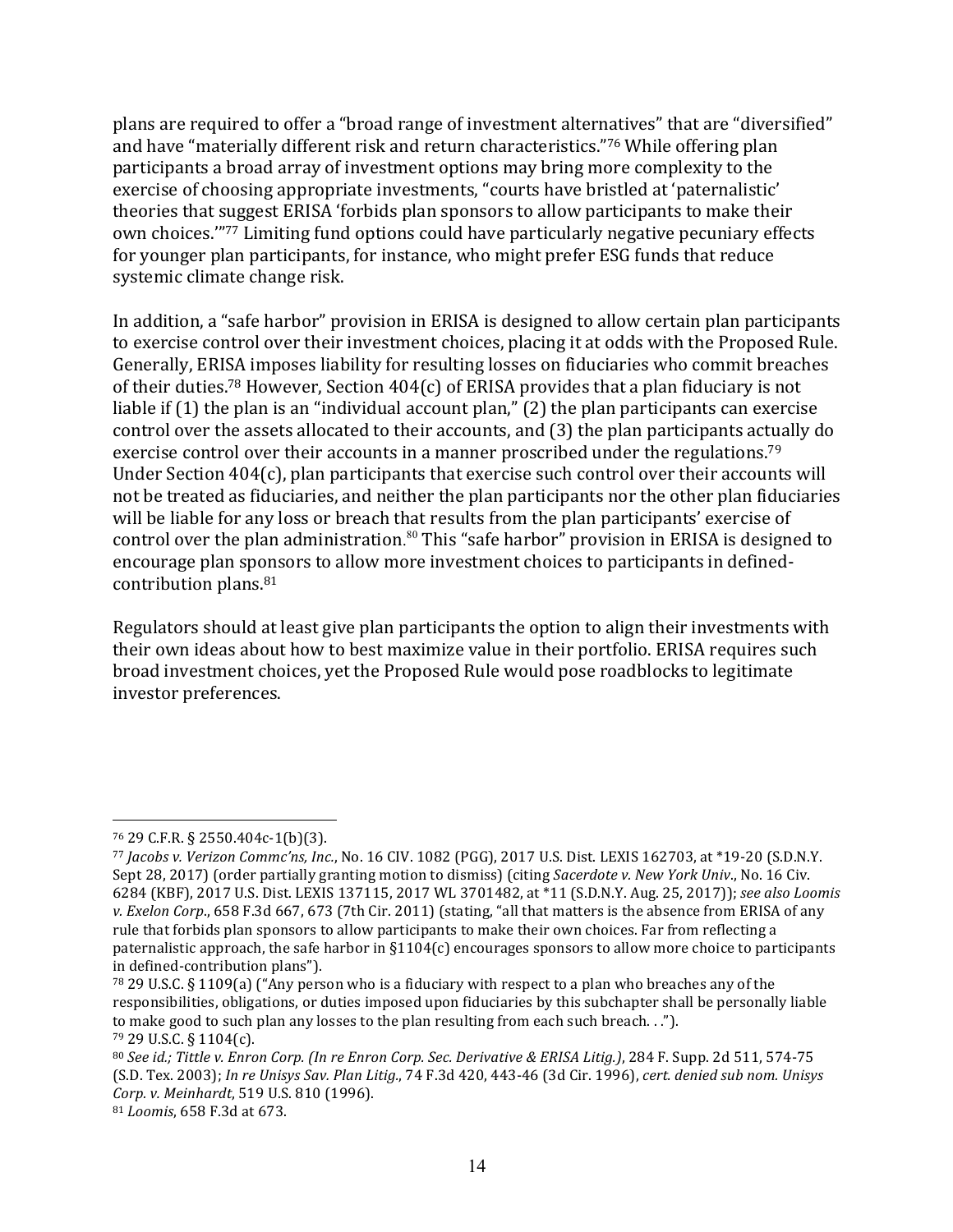plans are required to offer a "broad range of investment alternatives" that are "diversified" and have "materially different risk and return characteristics."[76] While offering plan participants a broad array of investment options may bring more complexity to the exercise of choosing appropriate investments, "courts have bristled at 'paternalistic' theories that suggest ERISA 'forbids plan sponsors to allow participants to make their own choices.'"[77] Limiting fund options could have particularly negative pecuniary effects for younger plan participants, for instance, who might prefer ESG funds that reduce systemic climate change risk.

In addition, a "safe harbor" provision in ERISA is designed to allow certain plan participants to exercise control over their investment choices, placing it at odds with the Proposed Rule. Generally, ERISA imposes liability for resulting losses on fiduciaries who commit breaches of their duties.[78] However, Section 404(c) of ERISA provides that a plan fiduciary is not liable if (1) the plan is an "individual account plan," (2) the plan participants can exercise control over the assets allocated to their accounts, and (3) the plan participants actually do exercise control over their accounts in a manner proscribed under the regulations.[79] Under Section 404(c), plan participants that exercise such control over their accounts will not be treated as fiduciaries, and neither the plan participants nor the other plan fiduciaries will be liable for any loss or breach that results from the plan participants' exercise of control over the plan administration.[80] This "safe harbor" provision in ERISA is designed to encourage plan sponsors to allow more investment choices to participants in defined-contribution plans.[81]

Regulators should at least give plan participants the option to align their investments with their own ideas about how to best maximize value in their portfolio. ERISA requires such broad investment choices, yet the Proposed Rule would pose roadblocks to legitimate investor preferences.

---

[76] 29 C.F.R. § 2550.404c-1(b)(3).

[77] *Jacobs v. Verizon Commc'ns, Inc.*, No. 16 CIV. 1082 (PGG), 2017 U.S. Dist. LEXIS 162703, at *19-20 (S.D.N.Y. Sept 28, 2017) (order partially granting motion to dismiss) (citing *Sacerdote v. New York Univ*., No. 16 Civ. 6284 (KBF), 2017 U.S. Dist. LEXIS 137115, 2017 WL 3701482, at *11 (S.D.N.Y. Aug. 25, 2017)); *see also Loomis v. Exelon Corp*., 658 F.3d 667, 673 (7th Cir. 2011) (stating, "all that matters is the absence from ERISA of any rule that forbids plan sponsors to allow participants to make their own choices. Far from reflecting a paternalistic approach, the safe harbor in §1104(c) encourages sponsors to allow more choice to participants in defined-contribution plans").

[78] 29 U.S.C. § 1109(a) ("Any person who is a fiduciary with respect to a plan who breaches any of the responsibilities, obligations, or duties imposed upon fiduciaries by this subchapter shall be personally liable to make good to such plan any losses to the plan resulting from each such breach. . .").

[79] 29 U.S.C. § 1104(c).

[80] *See id.; Tittle v. Enron Corp. (In re Enron Corp. Sec. Derivative & ERISA Litig.)*, 284 F. Supp. 2d 511, 574-75 (S.D. Tex. 2003); *In re Unisys Sav. Plan Litig*., 74 F.3d 420, 443-46 (3d Cir. 1996), *cert. denied sub nom. Unisys Corp. v. Meinhardt*, 519 U.S. 810 (1996).

[81] *Loomis*, 658 F.3d at 673.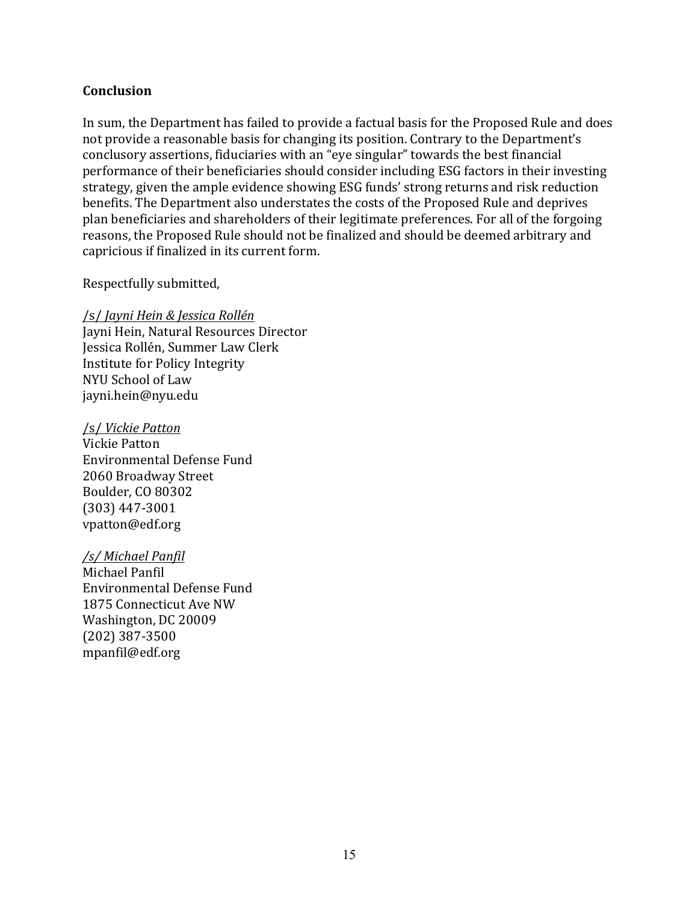**Conclusion**

In sum, the Department has failed to provide a factual basis for the Proposed Rule and does not provide a reasonable basis for changing its position. Contrary to the Department's conclusory assertions, fiduciaries with an "eye singular" towards the best financial performance of their beneficiaries should consider including ESG factors in their investing strategy, given the ample evidence showing ESG funds' strong returns and risk reduction benefits. The Department also understates the costs of the Proposed Rule and deprives plan beneficiaries and shareholders of their legitimate preferences. For all of the forgoing reasons, the Proposed Rule should not be finalized and should be deemed arbitrary and capricious if finalized in its current form.

Respectfully submitted,

/s/ *Jayni Hein & Jessica Rollén*
Jayni Hein, Natural Resources Director
Jessica Rollén, Summer Law Clerk
Institute for Policy Integrity
NYU School of Law
jayni.hein@nyu.edu

/s/ *Vickie Patton*
Vickie Patton
Environmental Defense Fund
2060 Broadway Street
Boulder, CO 80302
(303) 447-3001
vpatton@edf.org

/s/ *Michael Panfil*
Michael Panfil
Environmental Defense Fund
1875 Connecticut Ave NW
Washington, DC 20009
(202) 387-3500
mpanfil@edf.org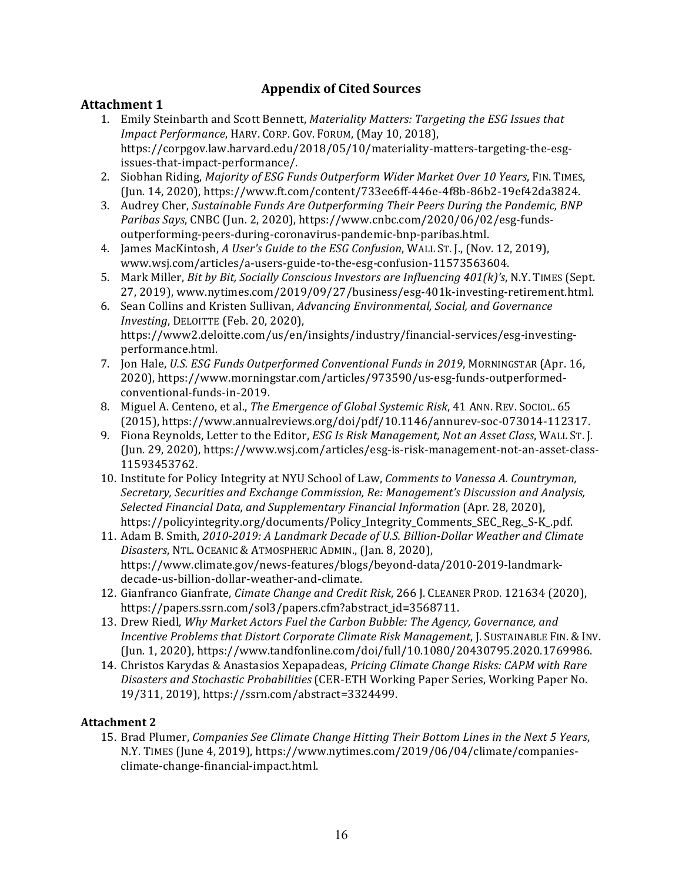## Appendix of Cited Sources

### Attachment 1

1. Emily Steinbarth and Scott Bennett, *Materiality Matters: Targeting the ESG Issues that Impact Performance*, HARV. CORP. GOV. FORUM, (May 10, 2018), https://corpgov.law.harvard.edu/2018/05/10/materiality-matters-targeting-the-esg-issues-that-impact-performance/.
2. Siobhan Riding, *Majority of ESG Funds Outperform Wider Market Over 10 Years*, FIN. TIMES, (Jun. 14, 2020), https://www.ft.com/content/733ee6ff-446e-4f8b-86b2-19ef42da3824.
3. Audrey Cher, *Sustainable Funds Are Outperforming Their Peers During the Pandemic, BNP Paribas Says*, CNBC (Jun. 2, 2020), https://www.cnbc.com/2020/06/02/esg-funds-outperforming-peers-during-coronavirus-pandemic-bnp-paribas.html.
4. James MacKintosh, *A User's Guide to the ESG Confusion*, WALL ST. J., (Nov. 12, 2019), www.wsj.com/articles/a-users-guide-to-the-esg-confusion-11573563604.
5. Mark Miller, *Bit by Bit, Socially Conscious Investors are Influencing 401(k)'s*, N.Y. TIMES (Sept. 27, 2019), www.nytimes.com/2019/09/27/business/esg-401k-investing-retirement.html.
6. Sean Collins and Kristen Sullivan, *Advancing Environmental, Social, and Governance Investing*, DELOITTE (Feb. 20, 2020), https://www2.deloitte.com/us/en/insights/industry/financial-services/esg-investing-performance.html.
7. Jon Hale, *U.S. ESG Funds Outperformed Conventional Funds in 2019*, MORNINGSTAR (Apr. 16, 2020), https://www.morningstar.com/articles/973590/us-esg-funds-outperformed-conventional-funds-in-2019.
8. Miguel A. Centeno, et al., *The Emergence of Global Systemic Risk*, 41 ANN. REV. SOCIOL. 65 (2015), https://www.annualreviews.org/doi/pdf/10.1146/annurev-soc-073014-112317.
9. Fiona Reynolds, Letter to the Editor, *ESG Is Risk Management, Not an Asset Class*, WALL ST. J. (Jun. 29, 2020), https://www.wsj.com/articles/esg-is-risk-management-not-an-asset-class-11593453762.
10. Institute for Policy Integrity at NYU School of Law, *Comments to Vanessa A. Countryman, Secretary, Securities and Exchange Commission, Re: Management's Discussion and Analysis, Selected Financial Data, and Supplementary Financial Information* (Apr. 28, 2020), https://policyintegrity.org/documents/Policy_Integrity_Comments_SEC_Reg._S-K_.pdf.
11. Adam B. Smith, *2010-2019: A Landmark Decade of U.S. Billion-Dollar Weather and Climate Disasters*, NTL. OCEANIC & ATMOSPHERIC ADMIN., (Jan. 8, 2020), https://www.climate.gov/news-features/blogs/beyond-data/2010-2019-landmark-decade-us-billion-dollar-weather-and-climate.
12. Gianfranco Gianfrate, *Climate Change and Credit Risk*, 266 J. CLEANER PROD. 121634 (2020), https://papers.ssrn.com/sol3/papers.cfm?abstract_id=3568711.
13. Drew Riedl, *Why Market Actors Fuel the Carbon Bubble: The Agency, Governance, and Incentive Problems that Distort Corporate Climate Risk Management*, J. SUSTAINABLE FIN. & INV. (Jun. 1, 2020), https://www.tandfonline.com/doi/full/10.1080/20430795.2020.1769986.
14. Christos Karydas & Anastasios Xepapadeas, *Pricing Climate Change Risks: CAPM with Rare Disasters and Stochastic Probabilities* (CER-ETH Working Paper Series, Working Paper No. 19/311, 2019), https://ssrn.com/abstract=3324499.

### Attachment 2

15. Brad Plumer, *Companies See Climate Change Hitting Their Bottom Lines in the Next 5 Years*, N.Y. TIMES (June 4, 2019), https://www.nytimes.com/2019/06/04/climate/companies-climate-change-financial-impact.html.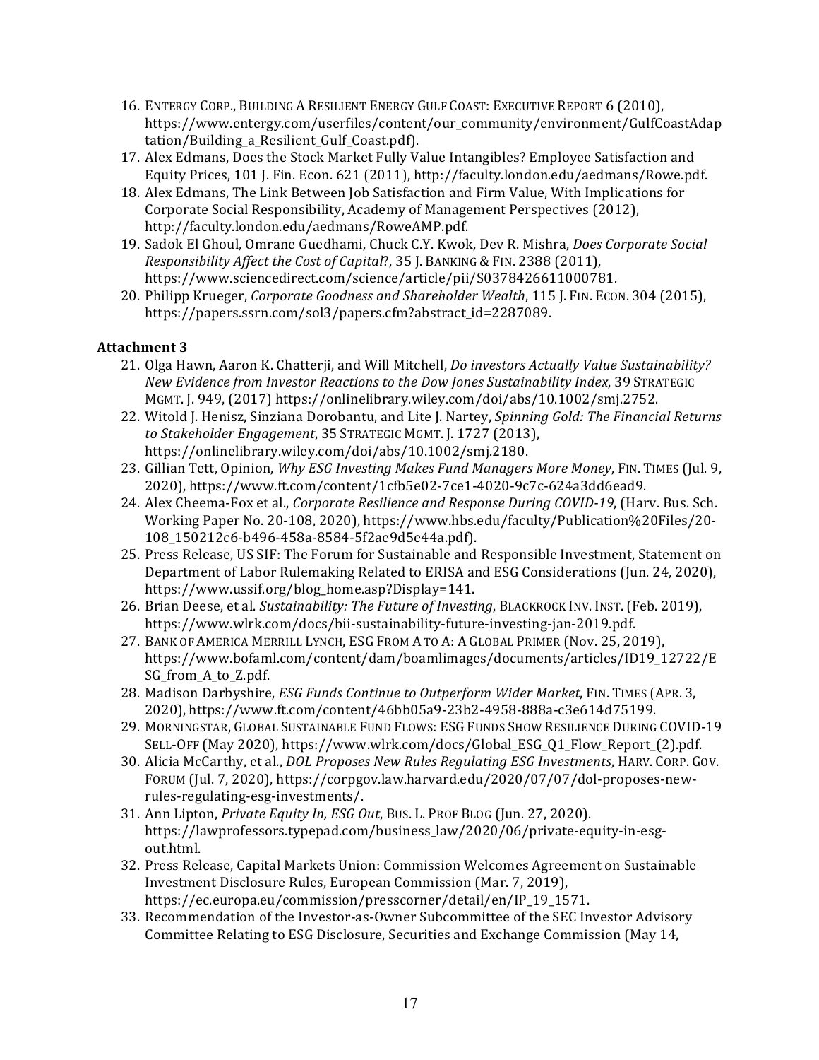16. ENTERGY CORP., BUILDING A RESILIENT ENERGY GULF COAST: EXECUTIVE REPORT 6 (2010), https://www.entergy.com/userfiles/content/our_community/environment/GulfCoastAdaptation/Building_a_Resilient_Gulf_Coast.pdf).
17. Alex Edmans, Does the Stock Market Fully Value Intangibles? Employee Satisfaction and Equity Prices, 101 J. Fin. Econ. 621 (2011), http://faculty.london.edu/aedmans/Rowe.pdf.
18. Alex Edmans, The Link Between Job Satisfaction and Firm Value, With Implications for Corporate Social Responsibility, Academy of Management Perspectives (2012), http://faculty.london.edu/aedmans/RoweAMP.pdf.
19. Sadok El Ghoul, Omrane Guedhami, Chuck C.Y. Kwok, Dev R. Mishra, *Does Corporate Social Responsibility Affect the Cost of Capital*?, 35 J. BANKING & FIN. 2388 (2011), https://www.sciencedirect.com/science/article/pii/S0378426611000781.
20. Philipp Krueger, *Corporate Goodness and Shareholder Wealth*, 115 J. FIN. ECON. 304 (2015), https://papers.ssrn.com/sol3/papers.cfm?abstract_id=2287089.

**Attachment 3**

21. Olga Hawn, Aaron K. Chatterji, and Will Mitchell, *Do investors Actually Value Sustainability? New Evidence from Investor Reactions to the Dow Jones Sustainability Index*, 39 STRATEGIC MGMT. J. 949, (2017) https://onlinelibrary.wiley.com/doi/abs/10.1002/smj.2752.
22. Witold J. Henisz, Sinziana Dorobantu, and Lite J. Nartey, *Spinning Gold: The Financial Returns to Stakeholder Engagement*, 35 STRATEGIC MGMT. J. 1727 (2013), https://onlinelibrary.wiley.com/doi/abs/10.1002/smj.2180.
23. Gillian Tett, Opinion, *Why ESG Investing Makes Fund Managers More Money*, FIN. TIMES (Jul. 9, 2020), https://www.ft.com/content/1cfb5e02-7ce1-4020-9c7c-624a3dd6ead9.
24. Alex Cheema-Fox et al., *Corporate Resilience and Response During COVID-19*, (Harv. Bus. Sch. Working Paper No. 20-108, 2020), https://www.hbs.edu/faculty/Publication%20Files/20-108_150212c6-b496-458a-8584-5f2ae9d5e44a.pdf).
25. Press Release, US SIF: The Forum for Sustainable and Responsible Investment, Statement on Department of Labor Rulemaking Related to ERISA and ESG Considerations (Jun. 24, 2020), https://www.ussif.org/blog_home.asp?Display=141.
26. Brian Deese, et al. *Sustainability: The Future of Investing*, BLACKROCK INV. INST. (Feb. 2019), https://www.wlrk.com/docs/bii-sustainability-future-investing-jan-2019.pdf.
27. BANK OF AMERICA MERRILL LYNCH, ESG FROM A TO A: A GLOBAL PRIMER (Nov. 25, 2019), https://www.bofaml.com/content/dam/boamlimages/documents/articles/ID19_12722/ESG_from_A_to_Z.pdf.
28. Madison Darbyshire, *ESG Funds Continue to Outperform Wider Market*, FIN. TIMES (APR. 3, 2020), https://www.ft.com/content/46bb05a9-23b2-4958-888a-c3e614d75199.
29. MORNINGSTAR, GLOBAL SUSTAINABLE FUND FLOWS: ESG FUNDS SHOW RESILIENCE DURING COVID-19 SELL-OFF (May 2020), https://www.wlrk.com/docs/Global_ESG_Q1_Flow_Report_(2).pdf.
30. Alicia McCarthy, et al., *DOL Proposes New Rules Regulating ESG Investments*, HARV. CORP. GOV. FORUM (Jul. 7, 2020), https://corpgov.law.harvard.edu/2020/07/07/dol-proposes-new-rules-regulating-esg-investments/.
31. Ann Lipton, *Private Equity In, ESG Out*, BUS. L. PROF BLOG (Jun. 27, 2020). https://lawprofessors.typepad.com/business_law/2020/06/private-equity-in-esg-out.html.
32. Press Release, Capital Markets Union: Commission Welcomes Agreement on Sustainable Investment Disclosure Rules, European Commission (Mar. 7, 2019), https://ec.europa.eu/commission/presscorner/detail/en/IP_19_1571.
33. Recommendation of the Investor-as-Owner Subcommittee of the SEC Investor Advisory Committee Relating to ESG Disclosure, Securities and Exchange Commission (May 14,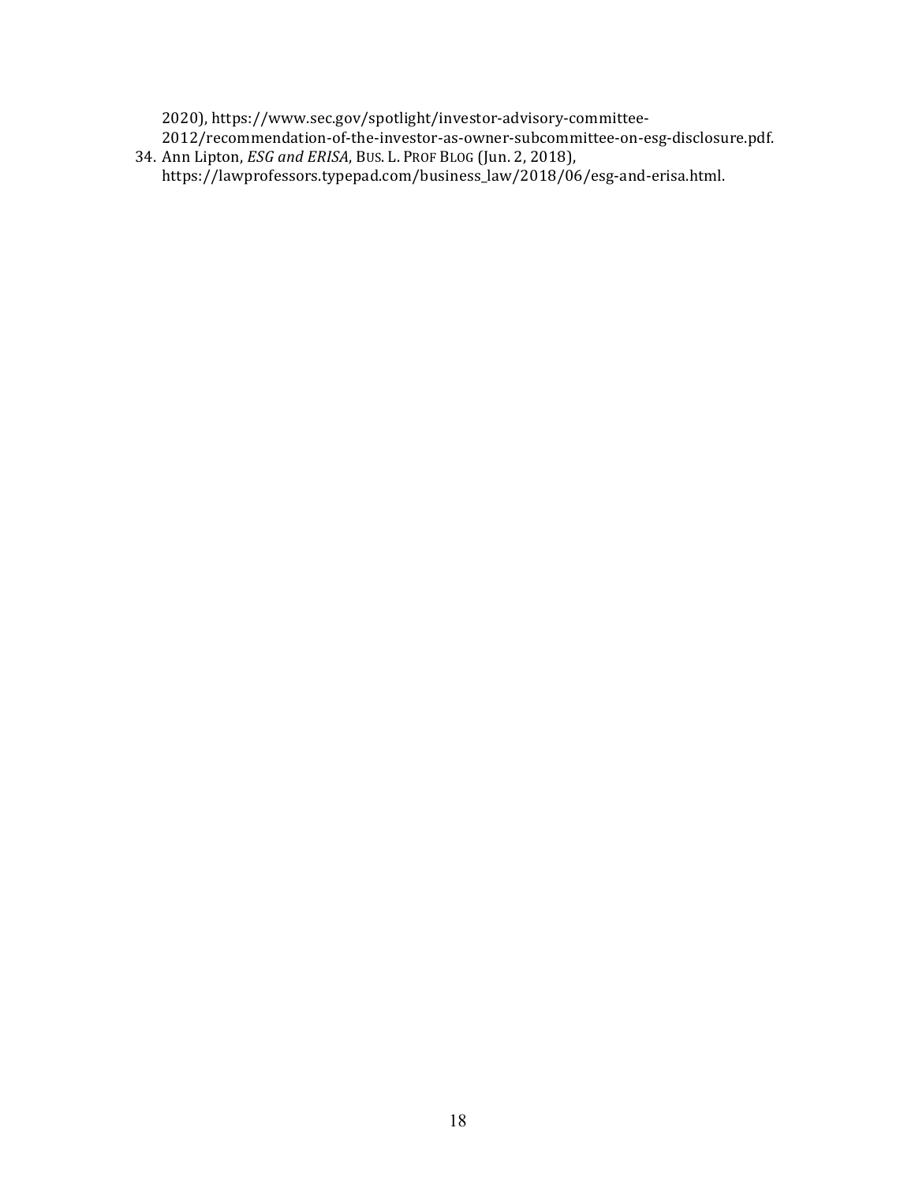2020), https://www.sec.gov/spotlight/investor-advisory-committee-2012/recommendation-of-the-investor-as-owner-subcommittee-on-esg-disclosure.pdf.

34. Ann Lipton, *ESG and ERISA*, BUS. L. PROF BLOG (Jun. 2, 2018), https://lawprofessors.typepad.com/business_law/2018/06/esg-and-erisa.html.